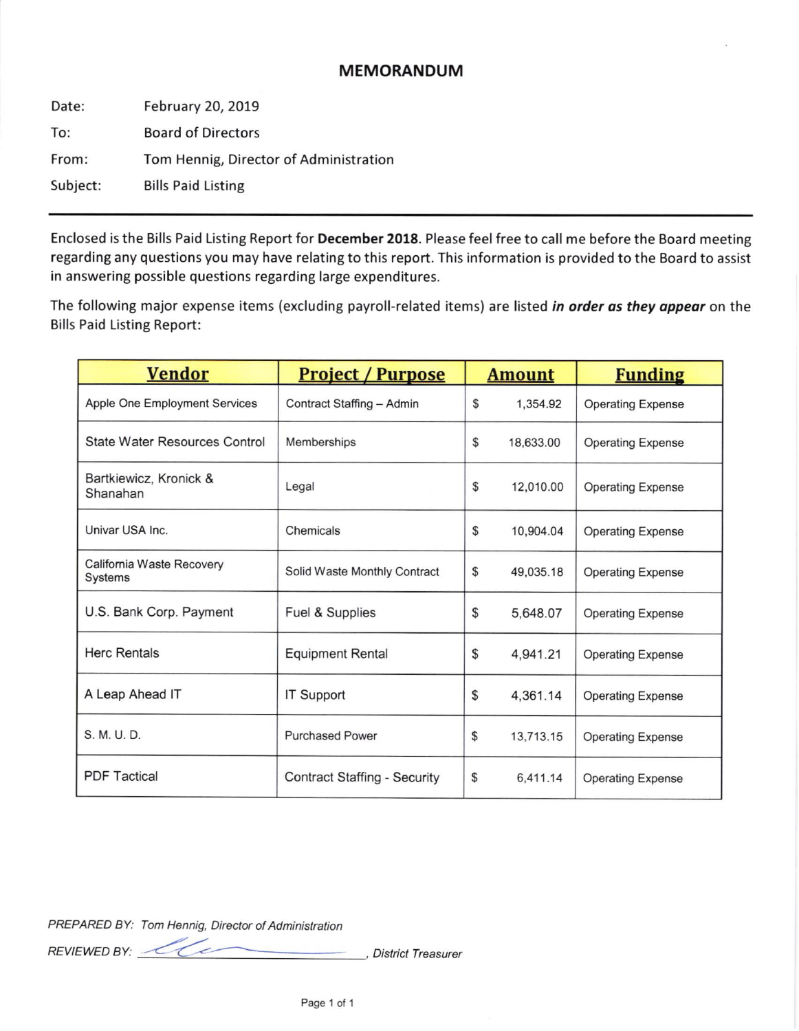# MEMORANDUM

| | |
|---|---|
| Date: | February 20, 2019 |
| To: | Board of Directors |
| From: | Tom Hennig, Director of Administration |
| Subject: | Bills Paid Listing |

---

Enclosed is the Bills Paid Listing Report for **December 2018**. Please feel free to call me before the Board meeting regarding any questions you may have relating to this report. This information is provided to the Board to assist in answering possible questions regarding large expenditures.

The following major expense items (excluding payroll-related items) are listed ***in order as they appear*** on the Bills Paid Listing Report:

| Vendor | Project / Purpose | Amount | Funding |
|---|---|---|---|
| Apple One Employment Services | Contract Staffing – Admin | $ 1,354.92 | Operating Expense |
| State Water Resources Control | Memberships | $ 18,633.00 | Operating Expense |
| Bartkiewicz, Kronick & Shanahan | Legal | $ 12,010.00 | Operating Expense |
| Univar USA Inc. | Chemicals | $ 10,904.04 | Operating Expense |
| California Waste Recovery Systems | Solid Waste Monthly Contract | $ 49,035.18 | Operating Expense |
| U.S. Bank Corp. Payment | Fuel & Supplies | $ 5,648.07 | Operating Expense |
| Herc Rentals | Equipment Rental | $ 4,941.21 | Operating Expense |
| A Leap Ahead IT | IT Support | $ 4,361.14 | Operating Expense |
| S. M. U. D. | Purchased Power | $ 13,713.15 | Operating Expense |
| PDF Tactical | Contract Staffing - Security | $ 6,411.14 | Operating Expense |

*PREPARED BY: Tom Hennig, Director of Administration*

*REVIEWED BY: ____________________, District Treasurer*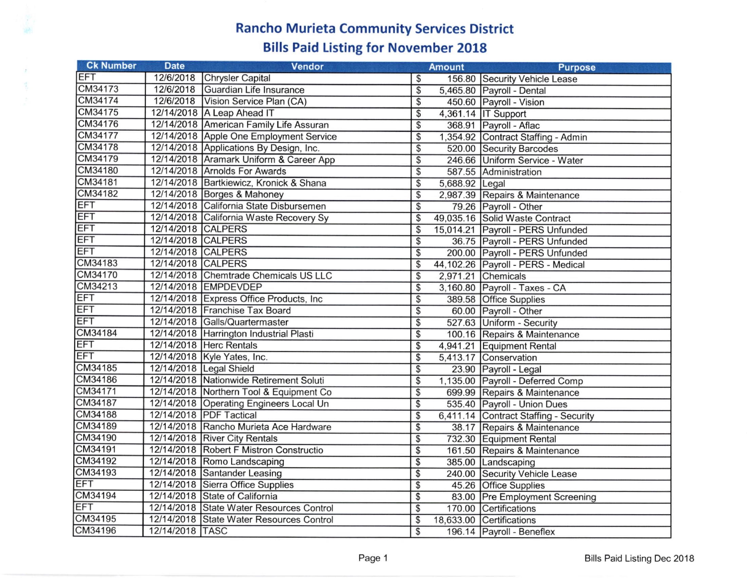# Rancho Murieta Community Services District

## Bills Paid Listing for November 2018

| Ck Number | Date | Vendor | Amount | Purpose |
|---|---|---|---|---|
| EFT | 12/6/2018 | Chrysler Capital | $ 156.80 | Security Vehicle Lease |
| CM34173 | 12/6/2018 | Guardian Life Insurance | $ 5,465.80 | Payroll - Dental |
| CM34174 | 12/6/2018 | Vision Service Plan (CA) | $ 450.60 | Payroll - Vision |
| CM34175 | 12/14/2018 | A Leap Ahead IT | $ 4,361.14 | IT Support |
| CM34176 | 12/14/2018 | American Family Life Assuran | $ 368.91 | Payroll - Aflac |
| CM34177 | 12/14/2018 | Apple One Employment Service | $ 1,354.92 | Contract Staffing - Admin |
| CM34178 | 12/14/2018 | Applications By Design, Inc. | $ 520.00 | Security Barcodes |
| CM34179 | 12/14/2018 | Aramark Uniform & Career App | $ 246.66 | Uniform Service - Water |
| CM34180 | 12/14/2018 | Arnolds For Awards | $ 587.55 | Administration |
| CM34181 | 12/14/2018 | Bartkiewicz, Kronick & Shana | $ 5,688.92 | Legal |
| CM34182 | 12/14/2018 | Borges & Mahoney | $ 2,987.39 | Repairs & Maintenance |
| EFT | 12/14/2018 | California State Disbursemen | $ 79.26 | Payroll - Other |
| EFT | 12/14/2018 | California Waste Recovery Sy | $ 49,035.16 | Solid Waste Contract |
| EFT | 12/14/2018 | CALPERS | $ 15,014.21 | Payroll - PERS Unfunded |
| EFT | 12/14/2018 | CALPERS | $ 36.75 | Payroll - PERS Unfunded |
| EFT | 12/14/2018 | CALPERS | $ 200.00 | Payroll - PERS Unfunded |
| CM34183 | 12/14/2018 | CALPERS | $ 44,102.26 | Payroll - PERS - Medical |
| CM34170 | 12/14/2018 | Chemtrade Chemicals US LLC | $ 2,971.21 | Chemicals |
| CM34213 | 12/14/2018 | EMPDEVDEP | $ 3,160.80 | Payroll - Taxes - CA |
| EFT | 12/14/2018 | Express Office Products, Inc | $ 389.58 | Office Supplies |
| EFT | 12/14/2018 | Franchise Tax Board | $ 60.00 | Payroll - Other |
| EFT | 12/14/2018 | Galls/Quartermaster | $ 527.63 | Uniform - Security |
| CM34184 | 12/14/2018 | Harrington Industrial Plasti | $ 100.16 | Repairs & Maintenance |
| EFT | 12/14/2018 | Herc Rentals | $ 4,941.21 | Equipment Rental |
| EFT | 12/14/2018 | Kyle Yates, Inc. | $ 5,413.17 | Conservation |
| CM34185 | 12/14/2018 | Legal Shield | $ 23.90 | Payroll - Legal |
| CM34186 | 12/14/2018 | Nationwide Retirement Soluti | $ 1,135.00 | Payroll - Deferred Comp |
| CM34171 | 12/14/2018 | Northern Tool & Equipment Co | $ 699.99 | Repairs & Maintenance |
| CM34187 | 12/14/2018 | Operating Engineers Local Un | $ 535.40 | Payroll - Union Dues |
| CM34188 | 12/14/2018 | PDF Tactical | $ 6,411.14 | Contract Staffing - Security |
| CM34189 | 12/14/2018 | Rancho Murieta Ace Hardware | $ 38.17 | Repairs & Maintenance |
| CM34190 | 12/14/2018 | River City Rentals | $ 732.30 | Equipment Rental |
| CM34191 | 12/14/2018 | Robert F Mistron Constructio | $ 161.50 | Repairs & Maintenance |
| CM34192 | 12/14/2018 | Romo Landscaping | $ 385.00 | Landscaping |
| CM34193 | 12/14/2018 | Santander Leasing | $ 240.00 | Security Vehicle Lease |
| EFT | 12/14/2018 | Sierra Office Supplies | $ 45.26 | Office Supplies |
| CM34194 | 12/14/2018 | State of California | $ 83.00 | Pre Employment Screening |
| EFT | 12/14/2018 | State Water Resources Control | $ 170.00 | Certifications |
| CM34195 | 12/14/2018 | State Water Resources Control | $ 18,633.00 | Certifications |
| CM34196 | 12/14/2018 | TASC | $ 196.14 | Payroll - Beneflex |

Bills Paid Listing Dec 2018